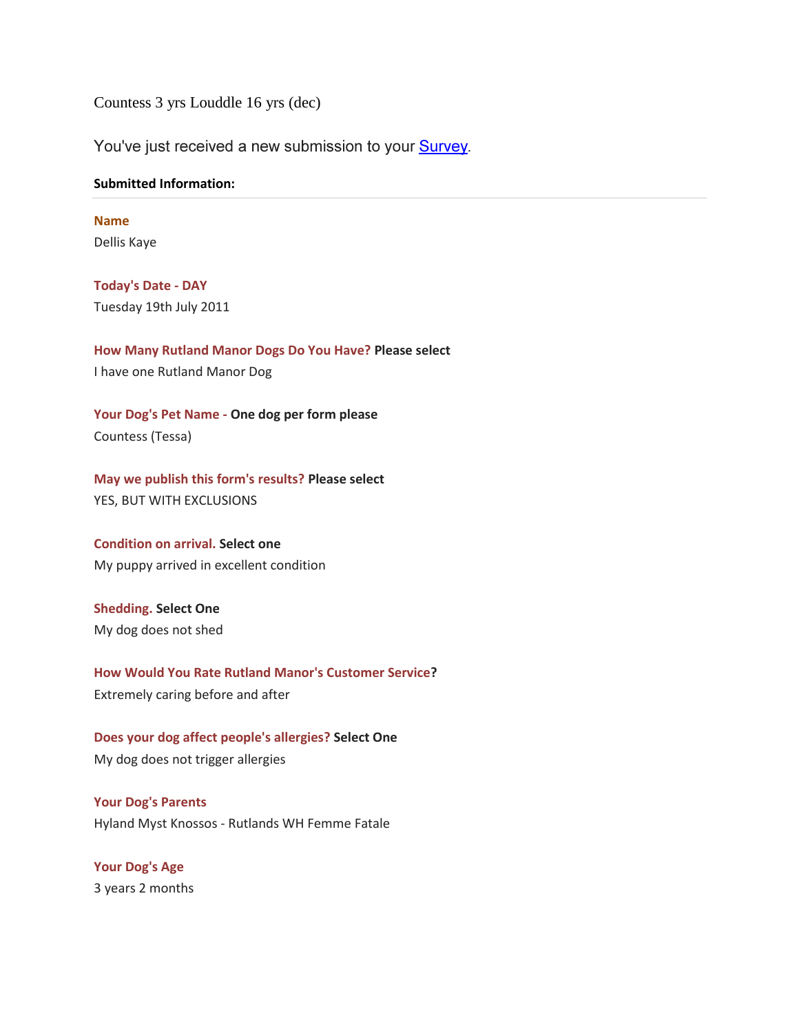Countess 3 yrs Louddle 16 yrs (dec)

You've just received a new submission to your Survey.

**Submitted Information:**

---

**Name**
Dellis Kaye

**Today's Date - DAY**
Tuesday 19th July 2011

**How Many Rutland Manor Dogs Do You Have? Please select**
I have one Rutland Manor Dog

**Your Dog's Pet Name - One dog per form please**
Countess (Tessa)

**May we publish this form's results? Please select**
YES, BUT WITH EXCLUSIONS

**Condition on arrival. Select one**
My puppy arrived in excellent condition

**Shedding. Select One**
My dog does not shed

**How Would You Rate Rutland Manor's Customer Service?**
Extremely caring before and after

**Does your dog affect people's allergies? Select One**
My dog does not trigger allergies

**Your Dog's Parents**
Hyland Myst Knossos - Rutlands WH Femme Fatale

**Your Dog's Age**
3 years 2 months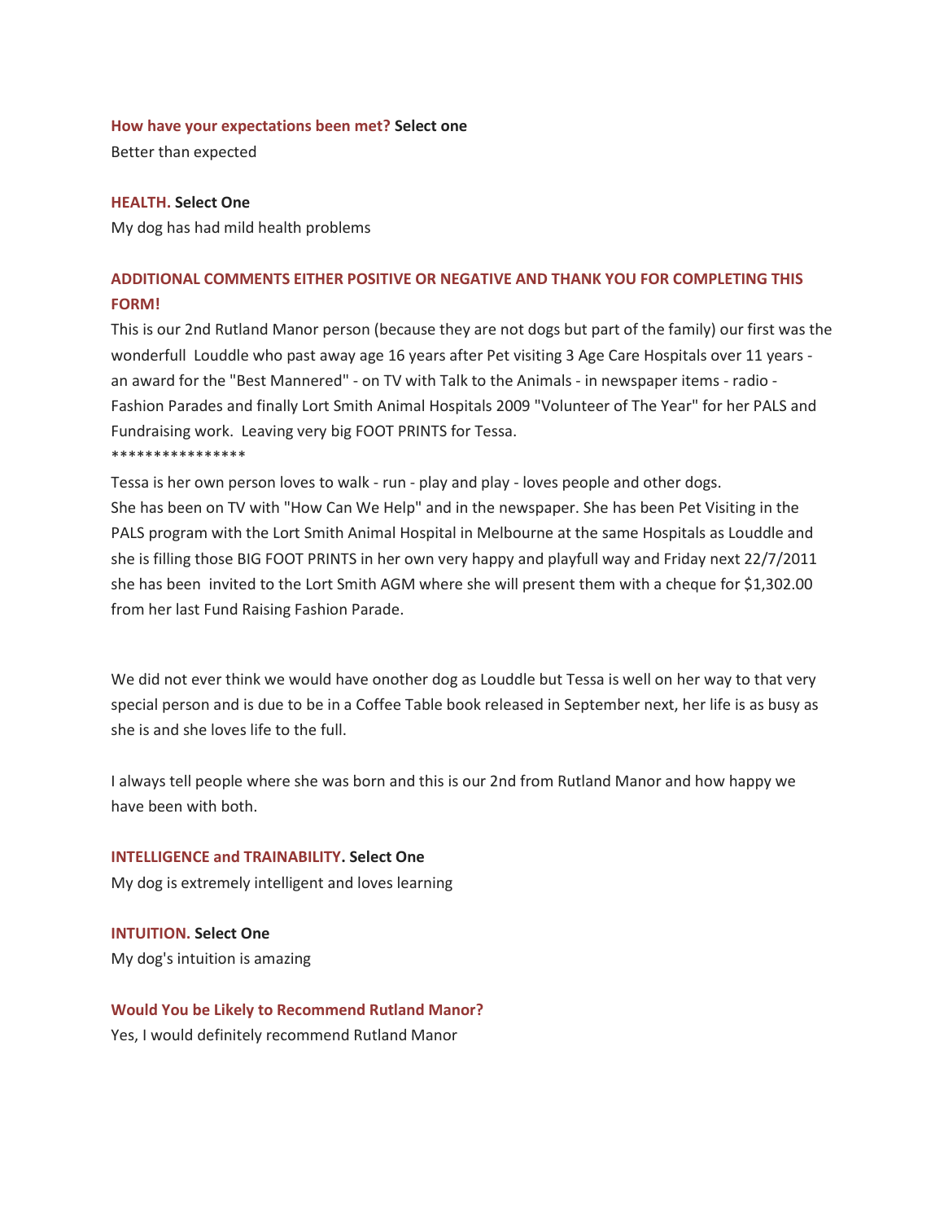**How have your expectations been met? Select one**

Better than expected

**HEALTH. Select One**

My dog has had mild health problems

**ADDITIONAL COMMENTS EITHER POSITIVE OR NEGATIVE AND THANK YOU FOR COMPLETING THIS FORM!**

This is our 2nd Rutland Manor person (because they are not dogs but part of the family) our first was the wonderfull Louddle who past away age 16 years after Pet visiting 3 Age Care Hospitals over 11 years - an award for the "Best Mannered" - on TV with Talk to the Animals - in newspaper items - radio - Fashion Parades and finally Lort Smith Animal Hospitals 2009 "Volunteer of The Year" for her PALS and Fundraising work. Leaving very big FOOT PRINTS for Tessa.

****************

Tessa is her own person loves to walk - run - play and play - loves people and other dogs.
She has been on TV with "How Can We Help" and in the newspaper. She has been Pet Visiting in the PALS program with the Lort Smith Animal Hospital in Melbourne at the same Hospitals as Louddle and she is filling those BIG FOOT PRINTS in her own very happy and playfull way and Friday next 22/7/2011 she has been invited to the Lort Smith AGM where she will present them with a cheque for $1,302.00 from her last Fund Raising Fashion Parade.

We did not ever think we would have onother dog as Louddle but Tessa is well on her way to that very special person and is due to be in a Coffee Table book released in September next, her life is as busy as she is and she loves life to the full.

I always tell people where she was born and this is our 2nd from Rutland Manor and how happy we have been with both.

**INTELLIGENCE and TRAINABILITY. Select One**

My dog is extremely intelligent and loves learning

**INTUITION. Select One**

My dog's intuition is amazing

**Would You be Likely to Recommend Rutland Manor?**

Yes, I would definitely recommend Rutland Manor